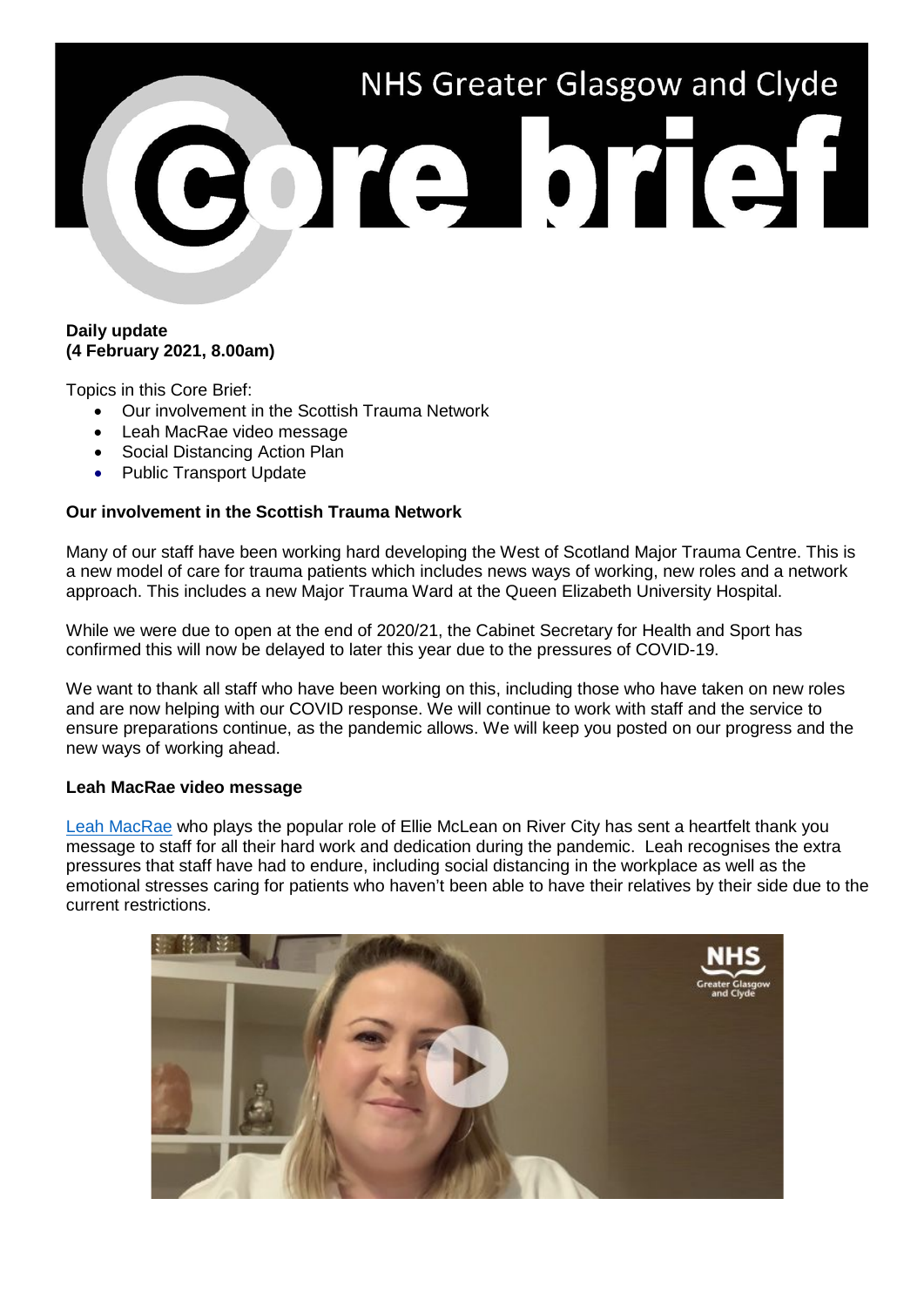# NHS Greater Glasgow and Clyde

# Core brief

**Daily update**
**(4 February 2021, 8.00am)**

Topics in this Core Brief:

- Our involvement in the Scottish Trauma Network
- Leah MacRae video message
- Social Distancing Action Plan
- Public Transport Update

**Our involvement in the Scottish Trauma Network**

Many of our staff have been working hard developing the West of Scotland Major Trauma Centre. This is a new model of care for trauma patients which includes news ways of working, new roles and a network approach. This includes a new Major Trauma Ward at the Queen Elizabeth University Hospital.

While we were due to open at the end of 2020/21, the Cabinet Secretary for Health and Sport has confirmed this will now be delayed to later this year due to the pressures of COVID-19.

We want to thank all staff who have been working on this, including those who have taken on new roles and are now helping with our COVID response. We will continue to work with staff and the service to ensure preparations continue, as the pandemic allows. We will keep you posted on our progress and the new ways of working ahead.

**Leah MacRae video message**

Leah MacRae who plays the popular role of Ellie McLean on River City has sent a heartfelt thank you message to staff for all their hard work and dedication during the pandemic. Leah recognises the extra pressures that staff have had to endure, including social distancing in the workplace as well as the emotional stresses caring for patients who haven't been able to have their relatives by their side due to the current restrictions.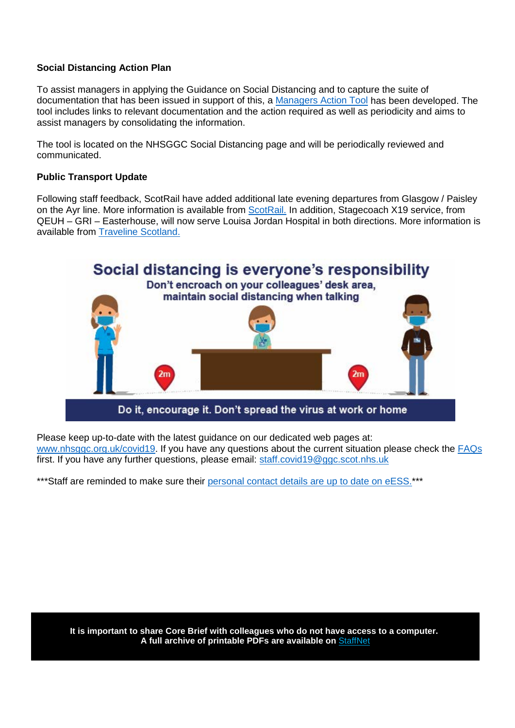**Social Distancing Action Plan**

To assist managers in applying the Guidance on Social Distancing and to capture the suite of documentation that has been issued in support of this, a Managers Action Tool has been developed. The tool includes links to relevant documentation and the action required as well as periodicity and aims to assist managers by consolidating the information.

The tool is located on the NHSGGC Social Distancing page and will be periodically reviewed and communicated.

**Public Transport Update**

Following staff feedback, ScotRail have added additional late evening departures from Glasgow / Paisley on the Ayr line. More information is available from ScotRail. In addition, Stagecoach X19 service, from QEUH – GRI – Easterhouse, will now serve Louisa Jordan Hospital in both directions. More information is available from Traveline Scotland.

Social distancing is everyone's responsibility

Don't encroach on your colleagues' desk area, maintain social distancing when talking

2m

2m

Do it, encourage it. Don't spread the virus at work or home

Please keep up-to-date with the latest guidance on our dedicated web pages at: www.nhsggc.org.uk/covid19. If you have any questions about the current situation please check the FAQs first. If you have any further questions, please email: staff.covid19@ggc.scot.nhs.uk

***Staff are reminded to make sure their personal contact details are up to date on eESS.***

**It is important to share Core Brief with colleagues who do not have access to a computer.**
**A full archive of printable PDFs are available on StaffNet**